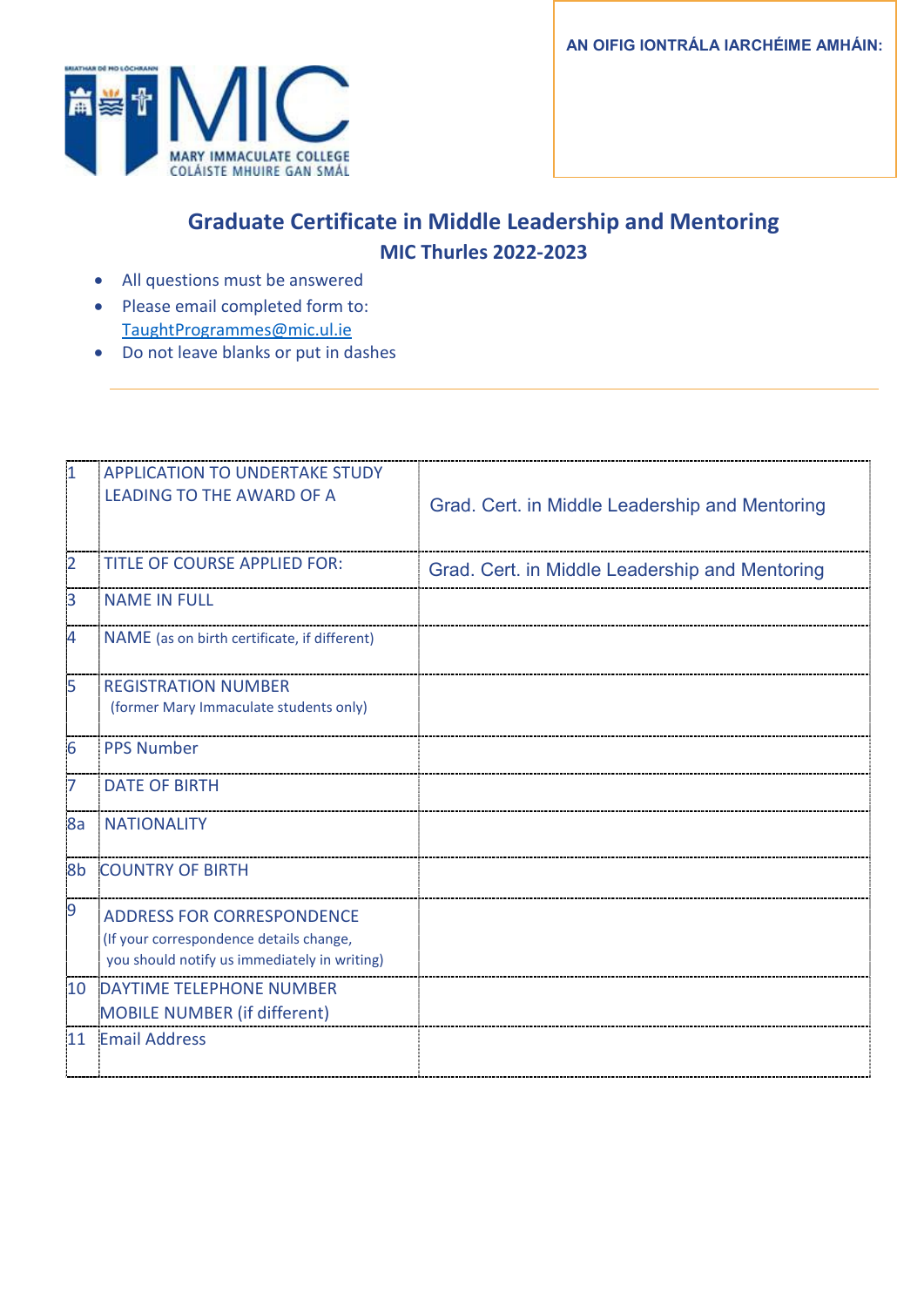MARY IMMACULATE COLLEGE
COLÁISTE MHUIRE GAN SMÁL

AN OIFIG IONTRÁLA IARCHÉIME AMHÁIN:

## Graduate Certificate in Middle Leadership and Mentoring

### MIC Thurles 2022-2023

- All questions must be answered
- Please email completed form to: TaughtProgrammes@mic.ul.ie
- Do not leave blanks or put in dashes

| | | |
|---|---|---|
| 1 | APPLICATION TO UNDERTAKE STUDY LEADING TO THE AWARD OF A | Grad. Cert. in Middle Leadership and Mentoring |
| 2 | TITLE OF COURSE APPLIED FOR: | Grad. Cert. in Middle Leadership and Mentoring |
| 3 | NAME IN FULL | |
| 4 | NAME (as on birth certificate, if different) | |
| 5 | REGISTRATION NUMBER (former Mary Immaculate students only) | |
| 6 | PPS Number | |
| 7 | DATE OF BIRTH | |
| 8a | NATIONALITY | |
| 8b | COUNTRY OF BIRTH | |
| 9 | ADDRESS FOR CORRESPONDENCE (If your correspondence details change, you should notify us immediately in writing) | |
| 10 | DAYTIME TELEPHONE NUMBER MOBILE NUMBER (if different) | |
| 11 | Email Address | |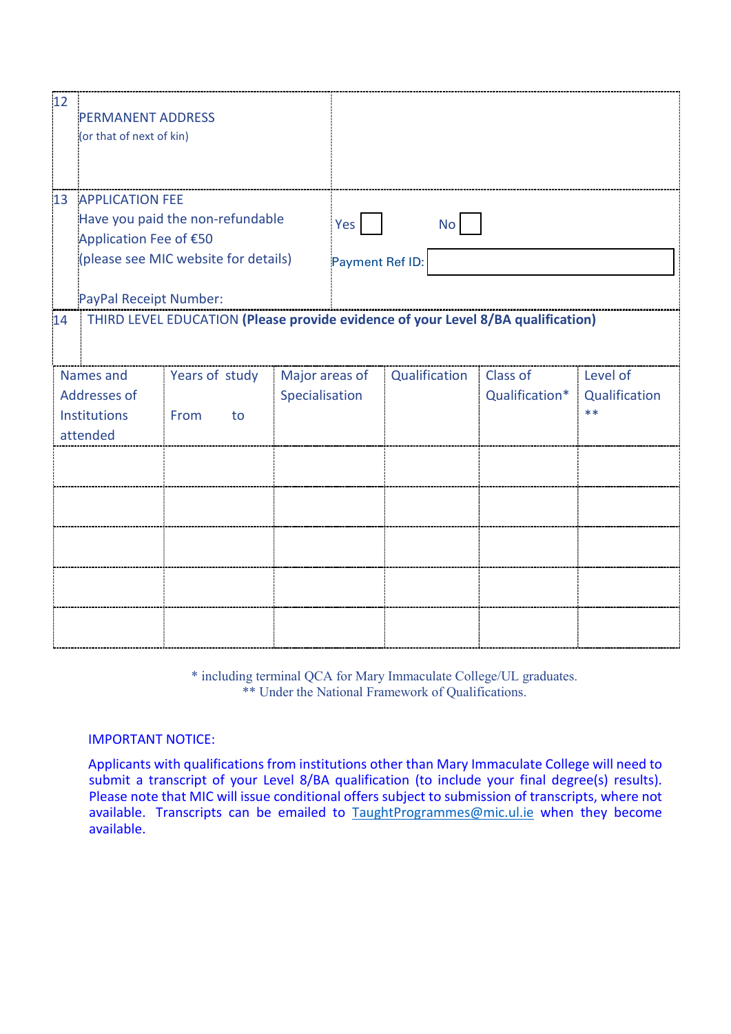| 12 | PERMANENT ADDRESS (or that of next of kin) | |
|---|---|---|
| 13 | APPLICATION FEE<br>Have you paid the non-refundable Application Fee of €50<br>(please see MIC website for details)<br><br>PayPal Receipt Number: | Yes ☐ No ☐<br><br>Payment Ref ID: |

**14** THIRD LEVEL EDUCATION **(Please provide evidence of your Level 8/BA qualification)**

| Names and Addresses of Institutions attended | Years of study<br>From to | Major areas of Specialisation | Qualification | Class of Qualification* | Level of Qualification ** |
|---|---|---|---|---|---|
| | | | | | |
| | | | | | |
| | | | | | |
| | | | | | |
| | | | | | |

\* including terminal QCA for Mary Immaculate College/UL graduates.
\*\* Under the National Framework of Qualifications.

IMPORTANT NOTICE:

Applicants with qualifications from institutions other than Mary Immaculate College will need to submit a transcript of your Level 8/BA qualification (to include your final degree(s) results). Please note that MIC will issue conditional offers subject to submission of transcripts, where not available. Transcripts can be emailed to TaughtProgrammes@mic.ul.ie when they become available.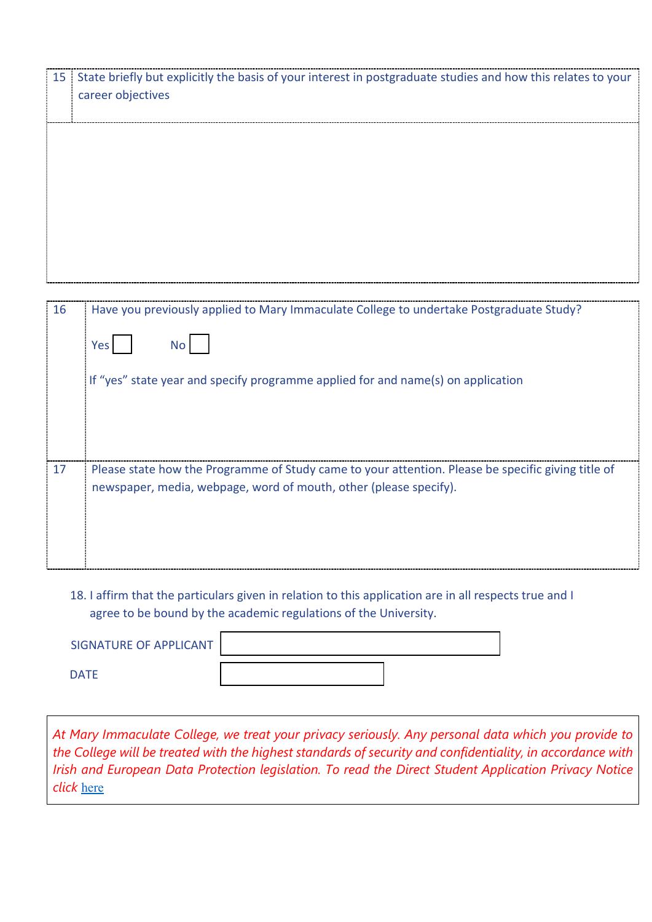| 15 | State briefly but explicitly the basis of your interest in postgraduate studies and how this relates to your career objectives |
|---|---|
| | |

| 16 | Have you previously applied to Mary Immaculate College to undertake Postgraduate Study?<br><br>Yes ☐ No ☐<br><br>If "yes" state year and specify programme applied for and name(s) on application |
|---|---|
| 17 | Please state how the Programme of Study came to your attention. Please be specific giving title of newspaper, media, webpage, word of mouth, other (please specify). |

18. I affirm that the particulars given in relation to this application are in all respects true and I agree to be bound by the academic regulations of the University.

SIGNATURE OF APPLICANT ______________________

DATE ______________________

*At Mary Immaculate College, we treat your privacy seriously. Any personal data which you provide to the College will be treated with the highest standards of security and confidentiality, in accordance with Irish and European Data Protection legislation. To read the Direct Student Application Privacy Notice click* here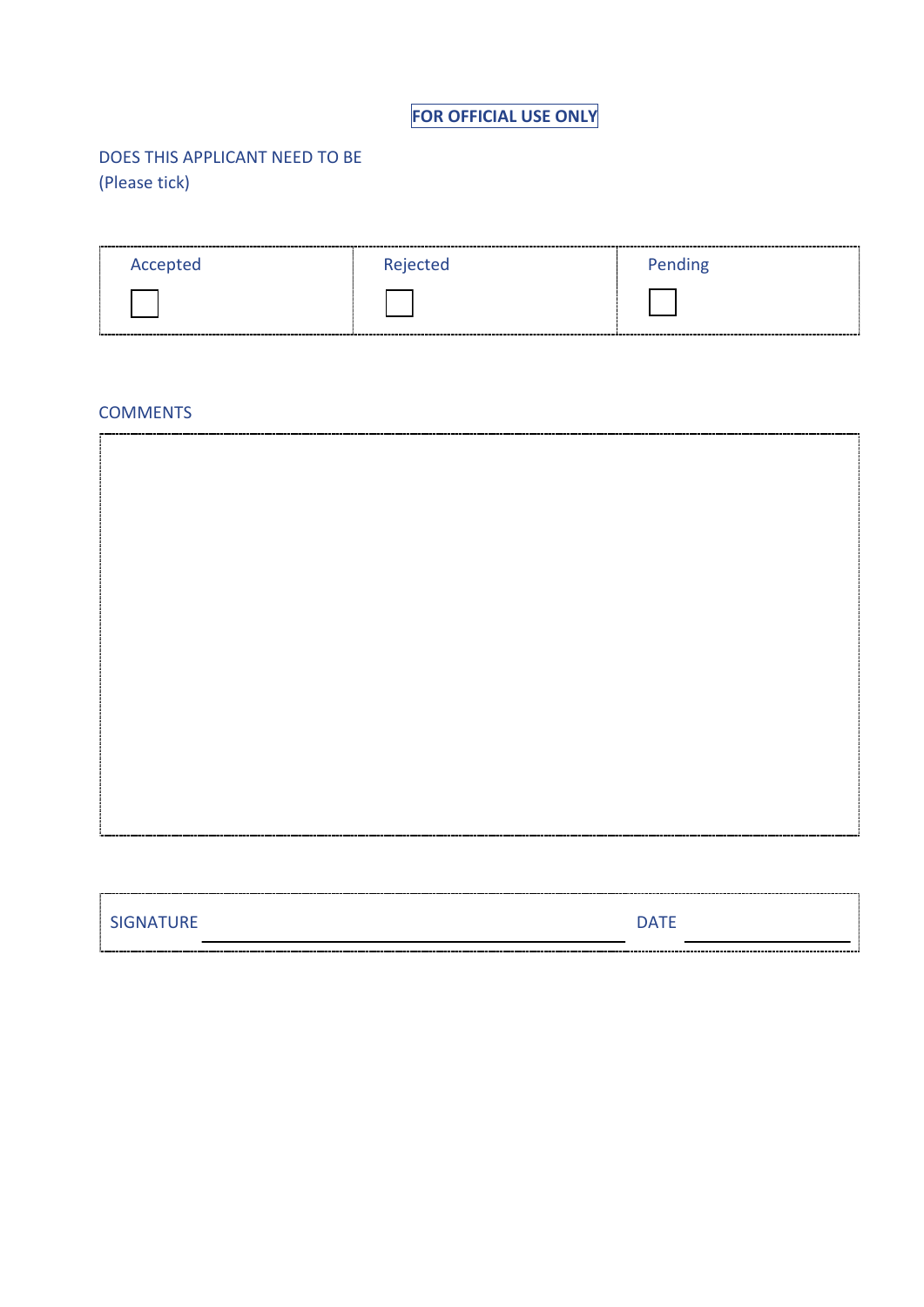**FOR OFFICIAL USE ONLY**

DOES THIS APPLICANT NEED TO BE
(Please tick)

| Accepted | Rejected | Pending |
| --- | --- | --- |
| ☐ | ☐ | ☐ |

COMMENTS

| |
| --- |
| |

| | | | |
| --- | --- | --- | --- |
| SIGNATURE | \_\_\_\_\_\_\_\_\_\_\_\_\_\_\_\_\_\_\_\_\_\_\_\_\_\_\_\_\_\_ | DATE | \_\_\_\_\_\_\_\_\_\_\_\_ |